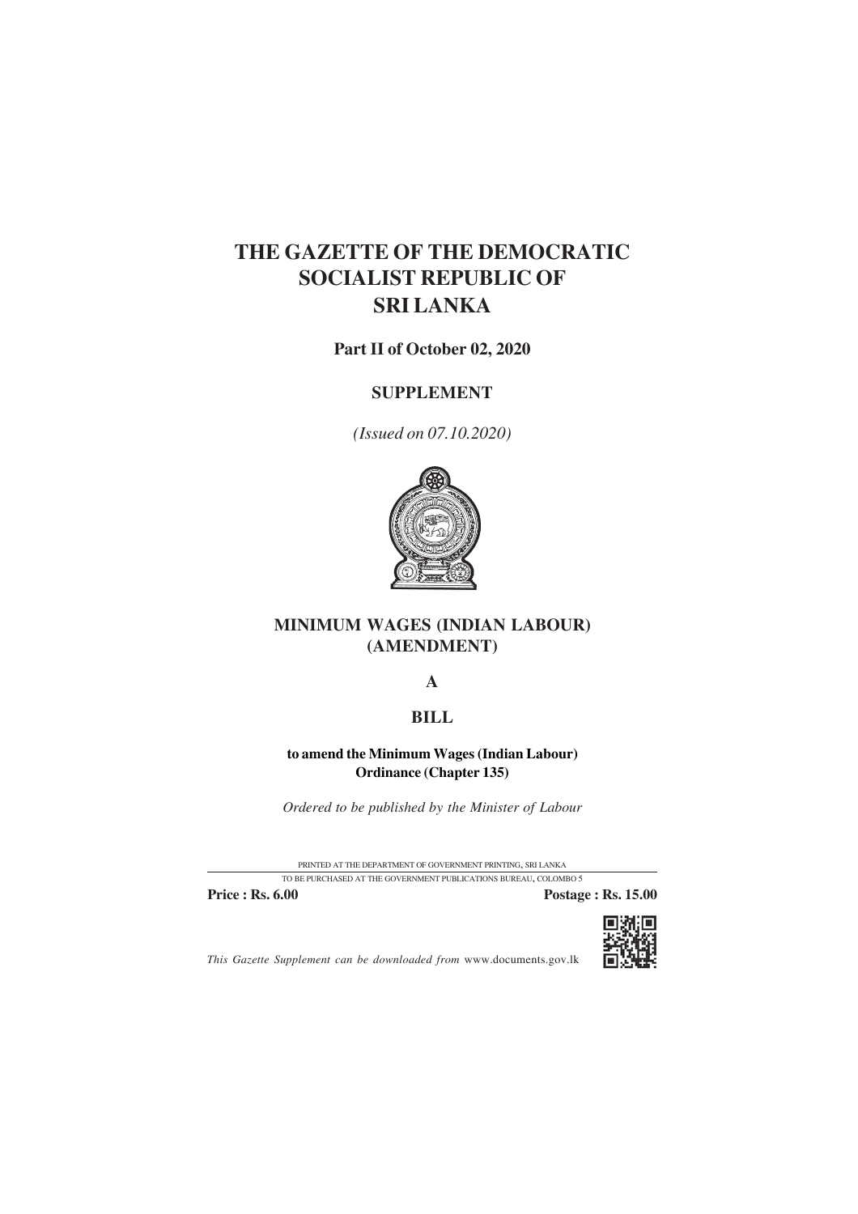# THE GAZETTE OF THE DEMOCRATIC SOCIALIST REPUBLIC OF SRI LANKA

**Part II of October 02, 2020**

**SUPPLEMENT**

*(Issued on 07.10.2020)*

## MINIMUM WAGES (INDIAN LABOUR) (AMENDMENT)

**A**

**BILL**

**to amend the Minimum Wages (Indian Labour) Ordinance (Chapter 135)**

*Ordered to be published by the Minister of Labour*

PRINTED AT THE DEPARTMENT OF GOVERNMENT PRINTING, SRI LANKA

TO BE PURCHASED AT THE GOVERNMENT PUBLICATIONS BUREAU, COLOMBO 5

**Price : Rs. 6.00** **Postage : Rs. 15.00**

*This Gazette Supplement can be downloaded from* www.documents.gov.lk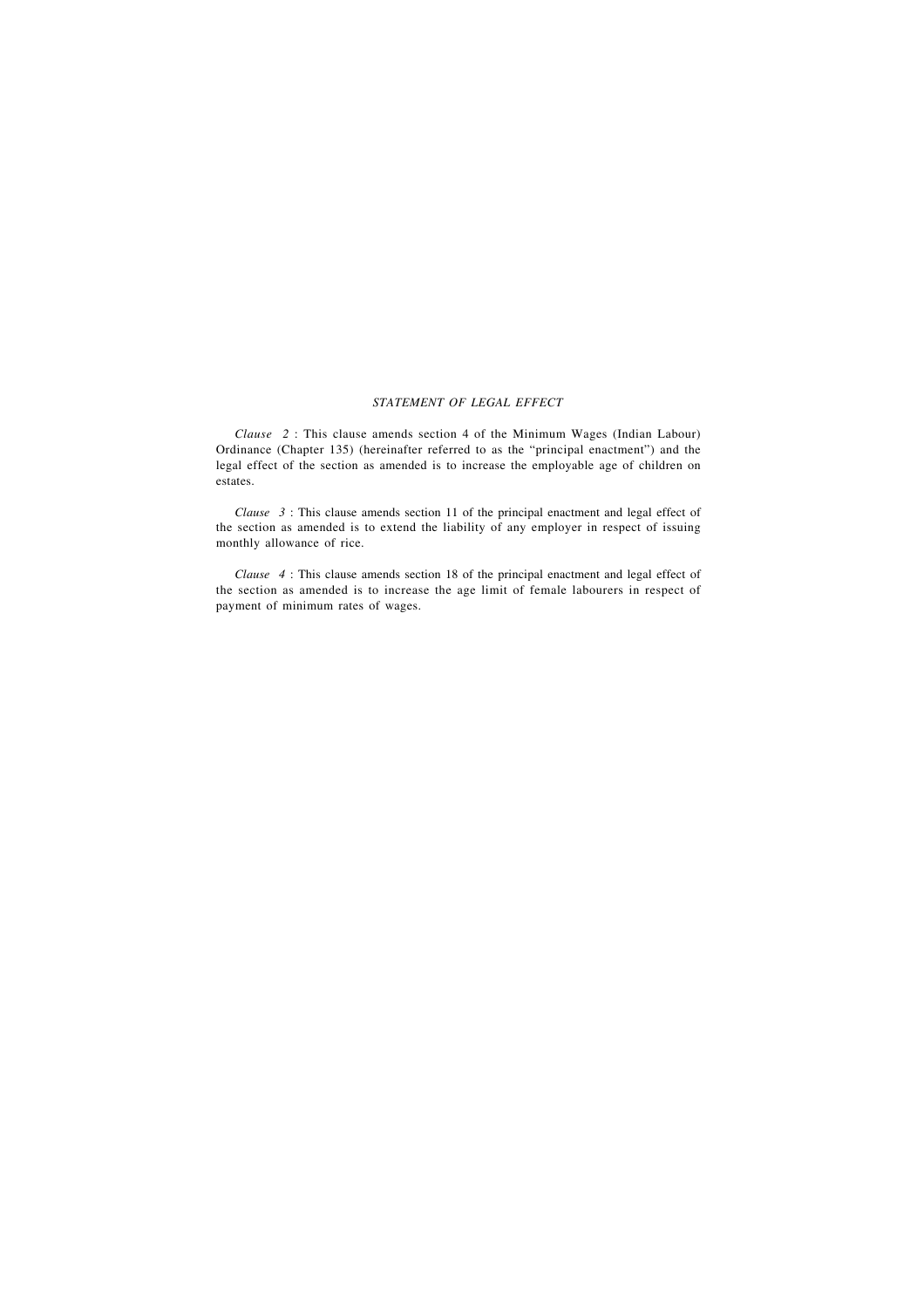*STATEMENT OF LEGAL EFFECT*

*Clause 2* : This clause amends section 4 of the Minimum Wages (Indian Labour) Ordinance (Chapter 135) (hereinafter referred to as the "principal enactment") and the legal effect of the section as amended is to increase the employable age of children on estates.

*Clause 3* : This clause amends section 11 of the principal enactment and legal effect of the section as amended is to extend the liability of any employer in respect of issuing monthly allowance of rice.

*Clause 4* : This clause amends section 18 of the principal enactment and legal effect of the section as amended is to increase the age limit of female labourers in respect of payment of minimum rates of wages.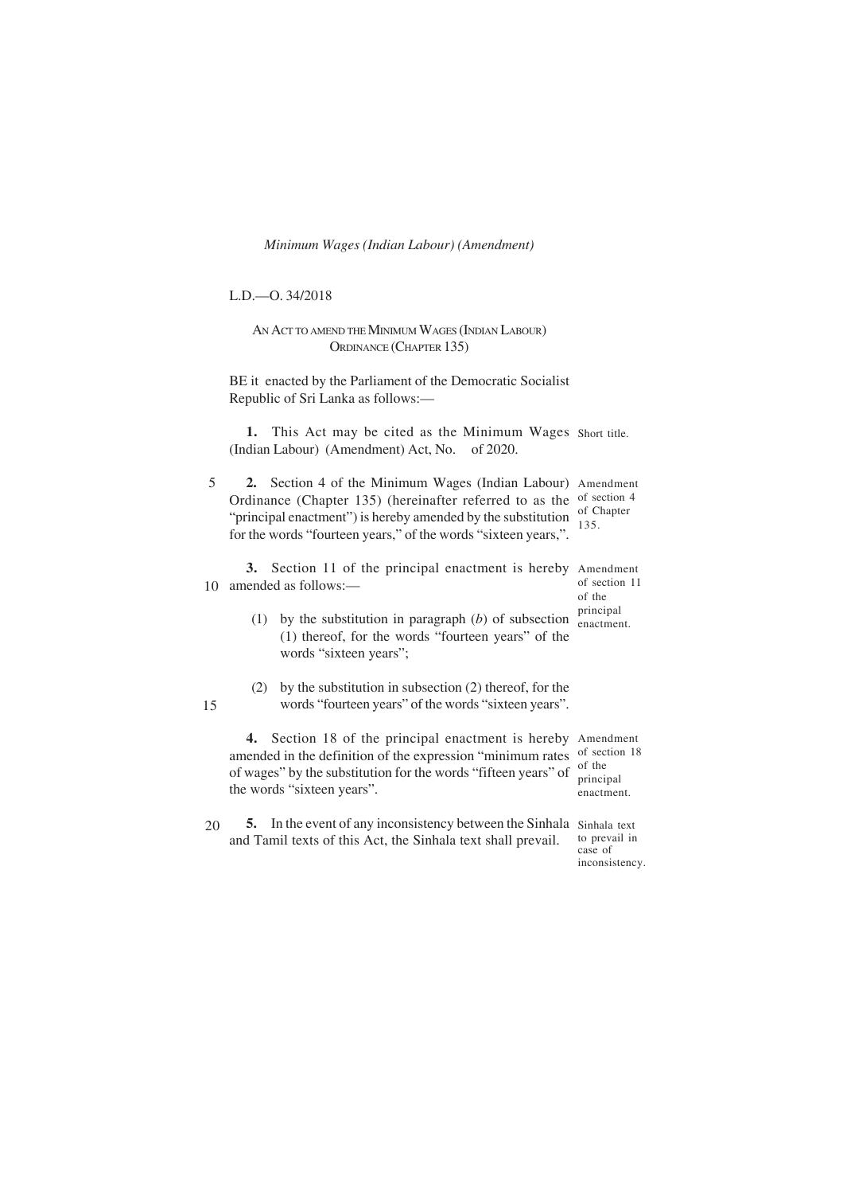*Minimum Wages (Indian Labour) (Amendment)*

L.D.—O. 34/2018

AN ACT TO AMEND THE MINIMUM WAGES (INDIAN LABOUR) ORDINANCE (CHAPTER 135)

BE it enacted by the Parliament of the Democratic Socialist Republic of Sri Lanka as follows:—

Short title.

**1.** This Act may be cited as the Minimum Wages (Indian Labour) (Amendment) Act, No. of 2020.

Amendment of section 4 of Chapter 135.

**2.** Section 4 of the Minimum Wages (Indian Labour) Ordinance (Chapter 135) (hereinafter referred to as the "principal enactment") is hereby amended by the substitution for the words "fourteen years," of the words "sixteen years,".

Amendment of section 11 of the principal enactment.

**3.** Section 11 of the principal enactment is hereby amended as follows:—

(1) by the substitution in paragraph (*b*) of subsection (1) thereof, for the words "fourteen years" of the words "sixteen years";

(2) by the substitution in subsection (2) thereof, for the words "fourteen years" of the words "sixteen years".

Amendment of section 18 of the principal enactment.

**4.** Section 18 of the principal enactment is hereby amended in the definition of the expression "minimum rates of wages" by the substitution for the words "fifteen years" of the words "sixteen years".

Sinhala text to prevail in case of inconsistency.

**5.** In the event of any inconsistency between the Sinhala and Tamil texts of this Act, the Sinhala text shall prevail.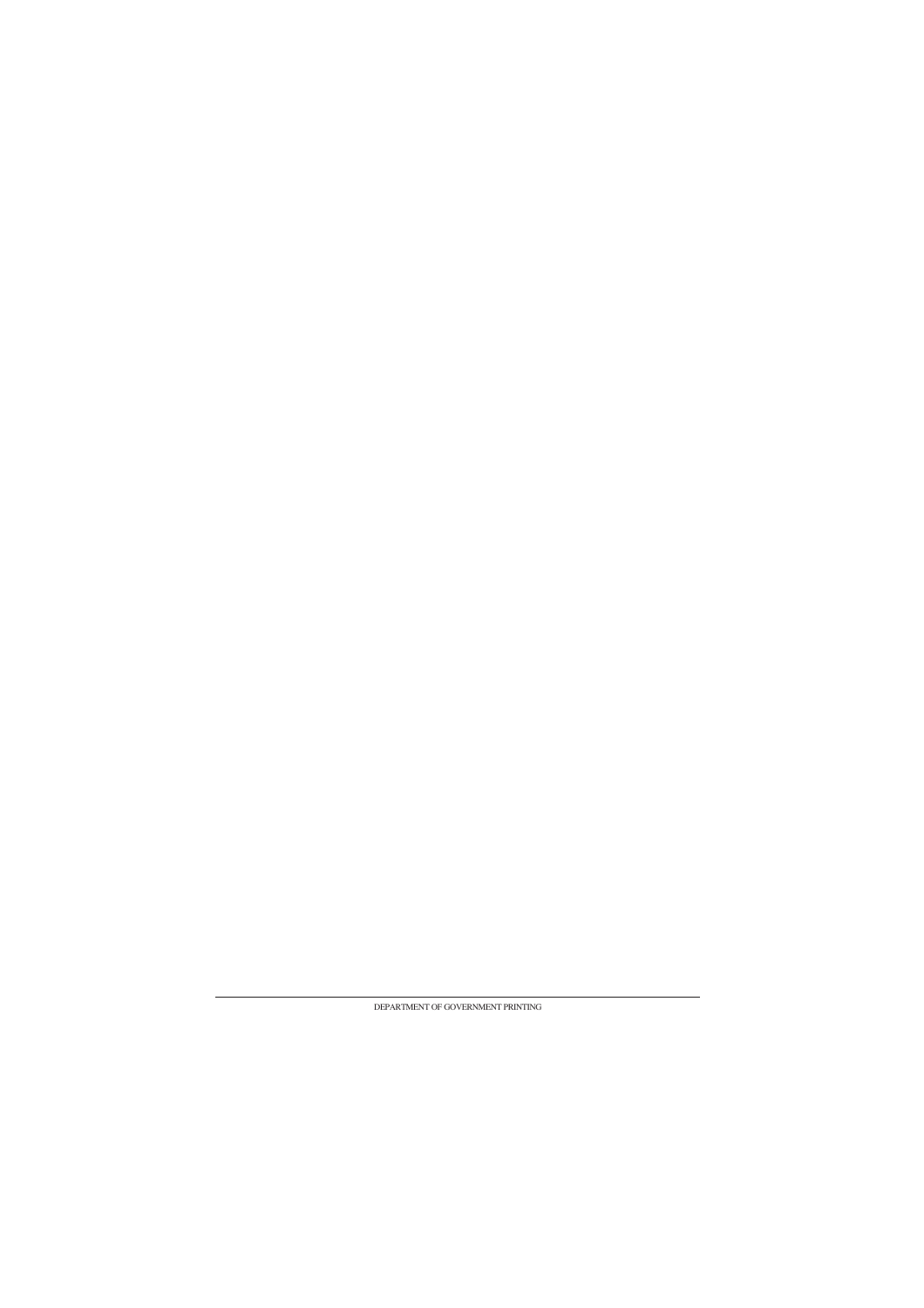DEPARTMENT OF GOVERNMENT PRINTING